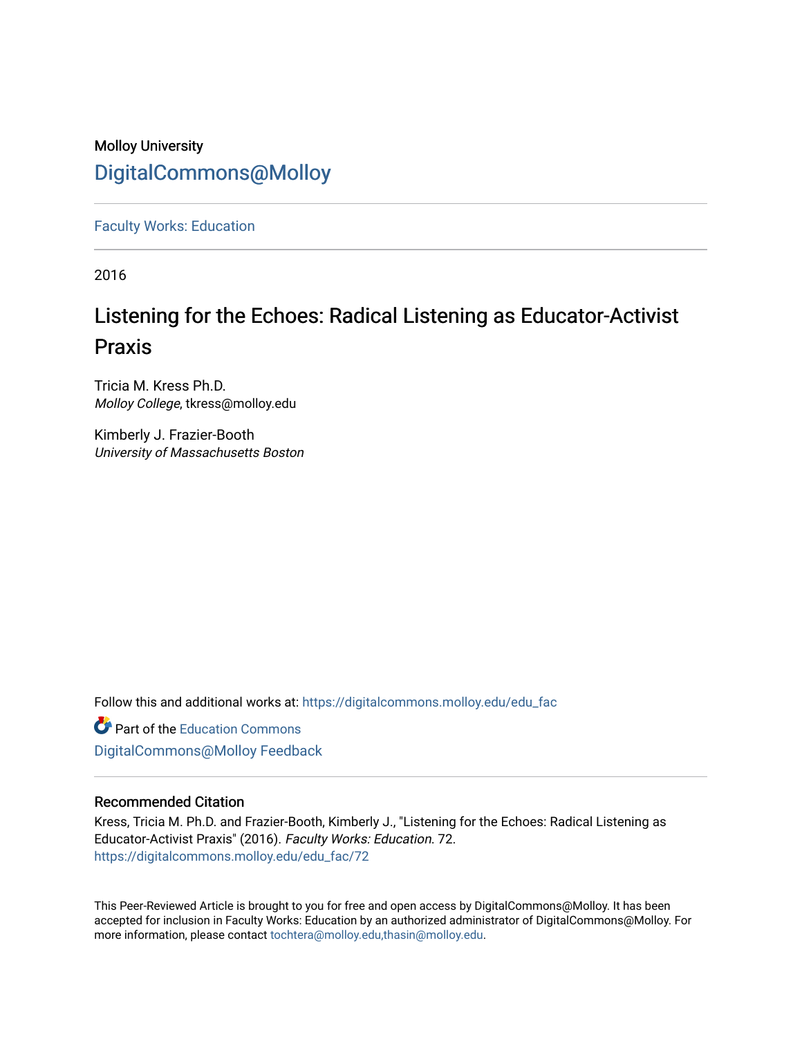Molloy University

DigitalCommons@Molloy

---

Faculty Works: Education

---

2016

# Listening for the Echoes: Radical Listening as Educator-Activist Praxis

Tricia M. Kress Ph.D.
*Molloy College*, tkress@molloy.edu

Kimberly J. Frazier-Booth
*University of Massachusetts Boston*

Follow this and additional works at: https://digitalcommons.molloy.edu/edu_fac

Part of the Education Commons

DigitalCommons@Molloy Feedback

---

### Recommended Citation

Kress, Tricia M. Ph.D. and Frazier-Booth, Kimberly J., "Listening for the Echoes: Radical Listening as Educator-Activist Praxis" (2016). *Faculty Works: Education*. 72.
https://digitalcommons.molloy.edu/edu_fac/72

This Peer-Reviewed Article is brought to you for free and open access by DigitalCommons@Molloy. It has been accepted for inclusion in Faculty Works: Education by an authorized administrator of DigitalCommons@Molloy. For more information, please contact tochtera@molloy.edu,thasin@molloy.edu.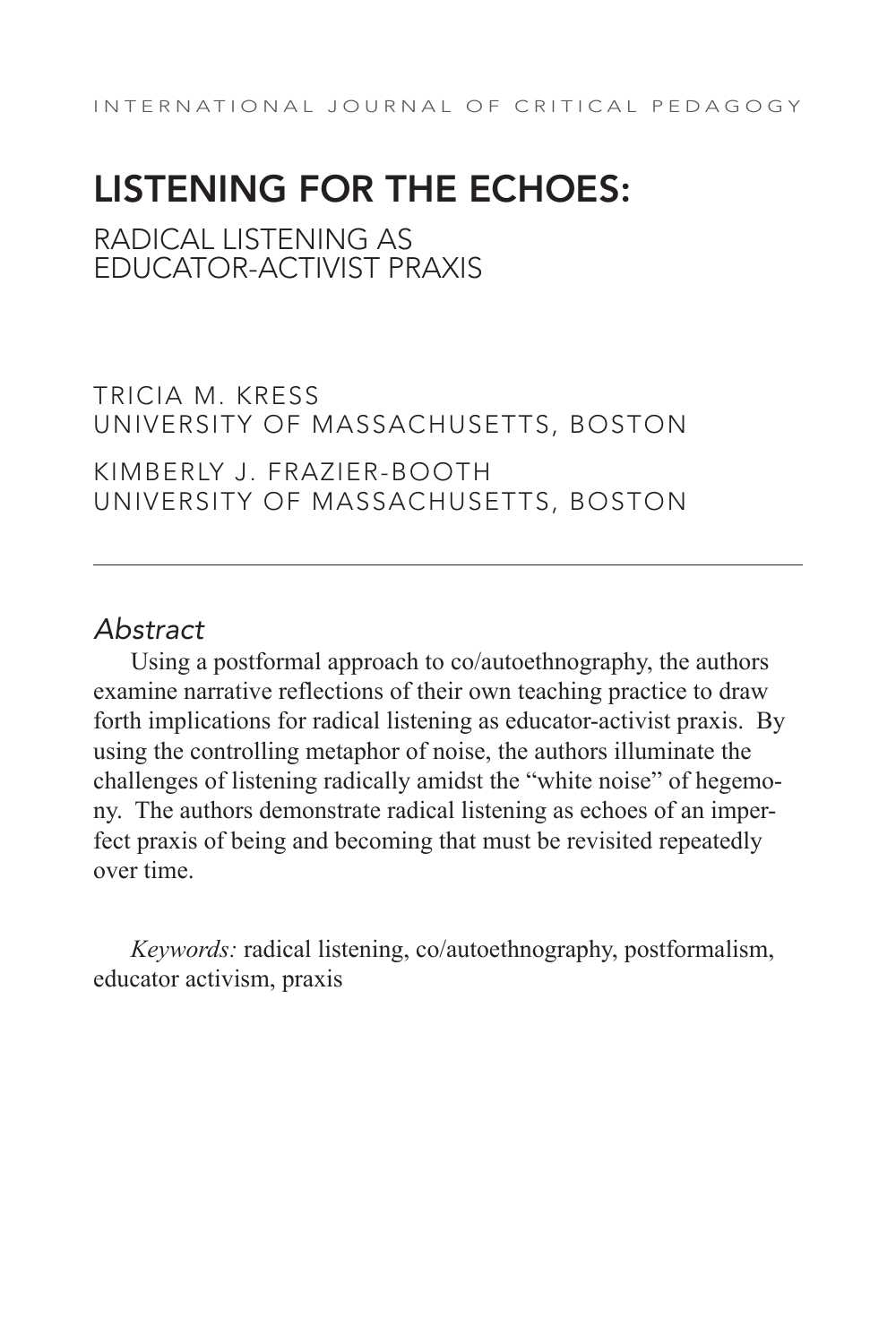# LISTENING FOR THE ECHOES:

## RADICAL LISTENING AS EDUCATOR-ACTIVIST PRAXIS

TRICIA M. KRESS
UNIVERSITY OF MASSACHUSETTS, BOSTON

KIMBERLY J. FRAZIER-BOOTH
UNIVERSITY OF MASSACHUSETTS, BOSTON

---

### *Abstract*

Using a postformal approach to co/autoethnography, the authors examine narrative reflections of their own teaching practice to draw forth implications for radical listening as educator-activist praxis. By using the controlling metaphor of noise, the authors illuminate the challenges of listening radically amidst the "white noise" of hegemony. The authors demonstrate radical listening as echoes of an imperfect praxis of being and becoming that must be revisited repeatedly over time.

*Keywords:* radical listening, co/autoethnography, postformalism, educator activism, praxis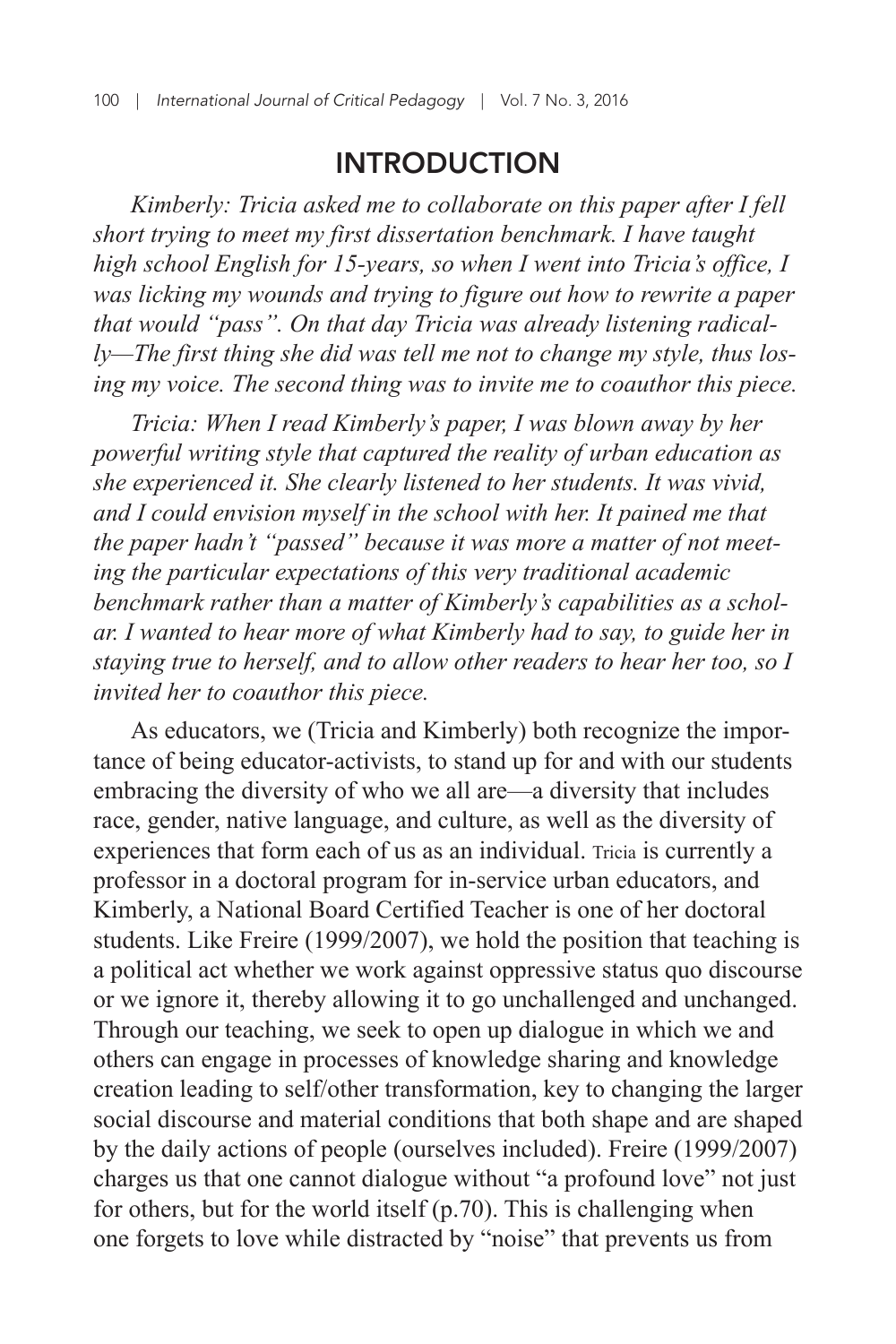## INTRODUCTION

*Kimberly: Tricia asked me to collaborate on this paper after I fell short trying to meet my first dissertation benchmark. I have taught high school English for 15-years, so when I went into Tricia's office, I was licking my wounds and trying to figure out how to rewrite a paper that would "pass". On that day Tricia was already listening radically—The first thing she did was tell me not to change my style, thus losing my voice. The second thing was to invite me to coauthor this piece.*

*Tricia: When I read Kimberly's paper, I was blown away by her powerful writing style that captured the reality of urban education as she experienced it. She clearly listened to her students. It was vivid, and I could envision myself in the school with her. It pained me that the paper hadn't "passed" because it was more a matter of not meeting the particular expectations of this very traditional academic benchmark rather than a matter of Kimberly's capabilities as a scholar. I wanted to hear more of what Kimberly had to say, to guide her in staying true to herself, and to allow other readers to hear her too, so I invited her to coauthor this piece.*

As educators, we (Tricia and Kimberly) both recognize the importance of being educator-activists, to stand up for and with our students embracing the diversity of who we all are—a diversity that includes race, gender, native language, and culture, as well as the diversity of experiences that form each of us as an individual. Tricia is currently a professor in a doctoral program for in-service urban educators, and Kimberly, a National Board Certified Teacher is one of her doctoral students. Like Freire (1999/2007), we hold the position that teaching is a political act whether we work against oppressive status quo discourse or we ignore it, thereby allowing it to go unchallenged and unchanged. Through our teaching, we seek to open up dialogue in which we and others can engage in processes of knowledge sharing and knowledge creation leading to self/other transformation, key to changing the larger social discourse and material conditions that both shape and are shaped by the daily actions of people (ourselves included). Freire (1999/2007) charges us that one cannot dialogue without "a profound love" not just for others, but for the world itself (p.70). This is challenging when one forgets to love while distracted by "noise" that prevents us from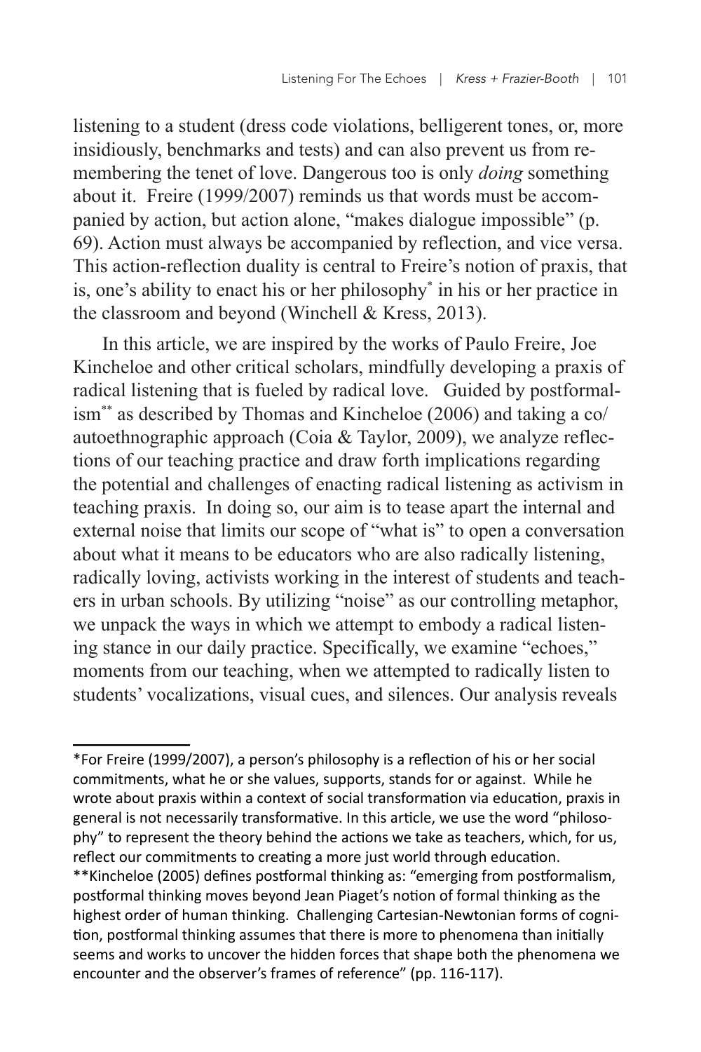listening to a student (dress code violations, belligerent tones, or, more insidiously, benchmarks and tests) and can also prevent us from remembering the tenet of love. Dangerous too is only *doing* something about it. Freire (1999/2007) reminds us that words must be accompanied by action, but action alone, "makes dialogue impossible" (p. 69). Action must always be accompanied by reflection, and vice versa. This action-reflection duality is central to Freire's notion of praxis, that is, one's ability to enact his or her philosophy* in his or her practice in the classroom and beyond (Winchell & Kress, 2013).

In this article, we are inspired by the works of Paulo Freire, Joe Kincheloe and other critical scholars, mindfully developing a praxis of radical listening that is fueled by radical love. Guided by postformalism** as described by Thomas and Kincheloe (2006) and taking a co/autoethnographic approach (Coia & Taylor, 2009), we analyze reflections of our teaching practice and draw forth implications regarding the potential and challenges of enacting radical listening as activism in teaching praxis. In doing so, our aim is to tease apart the internal and external noise that limits our scope of "what is" to open a conversation about what it means to be educators who are also radically listening, radically loving, activists working in the interest of students and teachers in urban schools. By utilizing "noise" as our controlling metaphor, we unpack the ways in which we attempt to embody a radical listening stance in our daily practice. Specifically, we examine "echoes," moments from our teaching, when we attempted to radically listen to students' vocalizations, visual cues, and silences. Our analysis reveals

---

*For Freire (1999/2007), a person's philosophy is a reflection of his or her social commitments, what he or she values, supports, stands for or against. While he wrote about praxis within a context of social transformation via education, praxis in general is not necessarily transformative. In this article, we use the word "philosophy" to represent the theory behind the actions we take as teachers, which, for us, reflect our commitments to creating a more just world through education.

**Kincheloe (2005) defines postformal thinking as: "emerging from postformalism, postformal thinking moves beyond Jean Piaget's notion of formal thinking as the highest order of human thinking. Challenging Cartesian-Newtonian forms of cognition, postformal thinking assumes that there is more to phenomena than initially seems and works to uncover the hidden forces that shape both the phenomena we encounter and the observer's frames of reference" (pp. 116-117).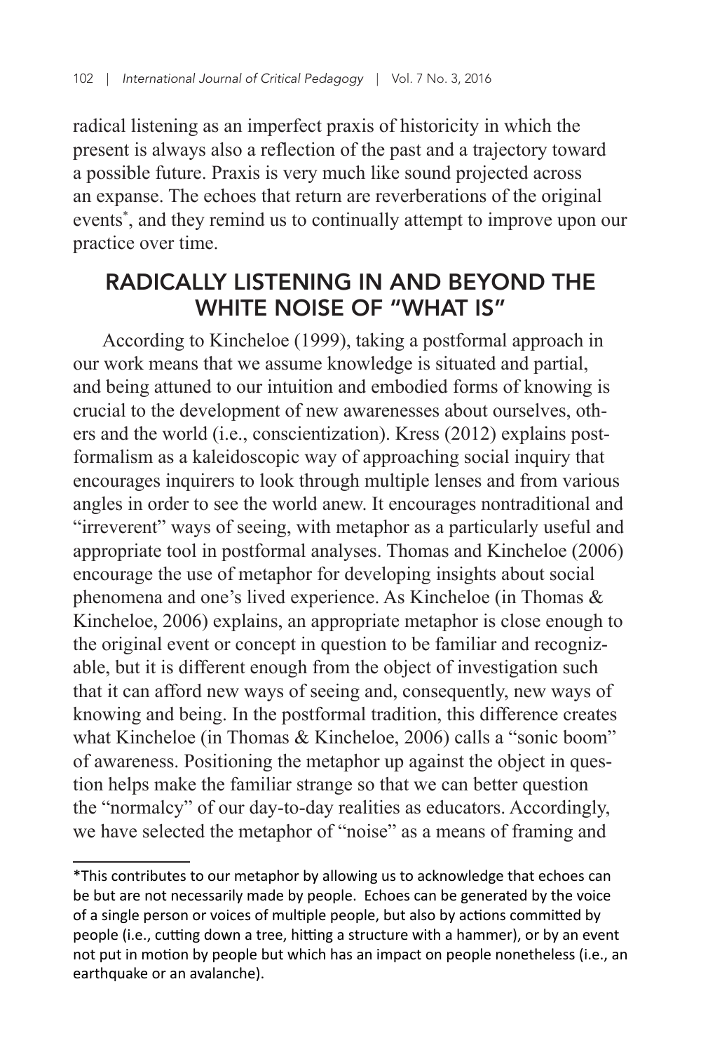radical listening as an imperfect praxis of historicity in which the present is always also a reflection of the past and a trajectory toward a possible future. Praxis is very much like sound projected across an expanse. The echoes that return are reverberations of the original events*, and they remind us to continually attempt to improve upon our practice over time.

## RADICALLY LISTENING IN AND BEYOND THE WHITE NOISE OF "WHAT IS"

According to Kincheloe (1999), taking a postformal approach in our work means that we assume knowledge is situated and partial, and being attuned to our intuition and embodied forms of knowing is crucial to the development of new awarenesses about ourselves, others and the world (i.e., conscientization). Kress (2012) explains postformalism as a kaleidoscopic way of approaching social inquiry that encourages inquirers to look through multiple lenses and from various angles in order to see the world anew. It encourages nontraditional and "irreverent" ways of seeing, with metaphor as a particularly useful and appropriate tool in postformal analyses. Thomas and Kincheloe (2006) encourage the use of metaphor for developing insights about social phenomena and one's lived experience. As Kincheloe (in Thomas & Kincheloe, 2006) explains, an appropriate metaphor is close enough to the original event or concept in question to be familiar and recognizable, but it is different enough from the object of investigation such that it can afford new ways of seeing and, consequently, new ways of knowing and being. In the postformal tradition, this difference creates what Kincheloe (in Thomas & Kincheloe, 2006) calls a "sonic boom" of awareness. Positioning the metaphor up against the object in question helps make the familiar strange so that we can better question the "normalcy" of our day-to-day realities as educators. Accordingly, we have selected the metaphor of "noise" as a means of framing and

*This contributes to our metaphor by allowing us to acknowledge that echoes can be but are not necessarily made by people. Echoes can be generated by the voice of a single person or voices of multiple people, but also by actions committed by people (i.e., cutting down a tree, hitting a structure with a hammer), or by an event not put in motion by people but which has an impact on people nonetheless (i.e., an earthquake or an avalanche).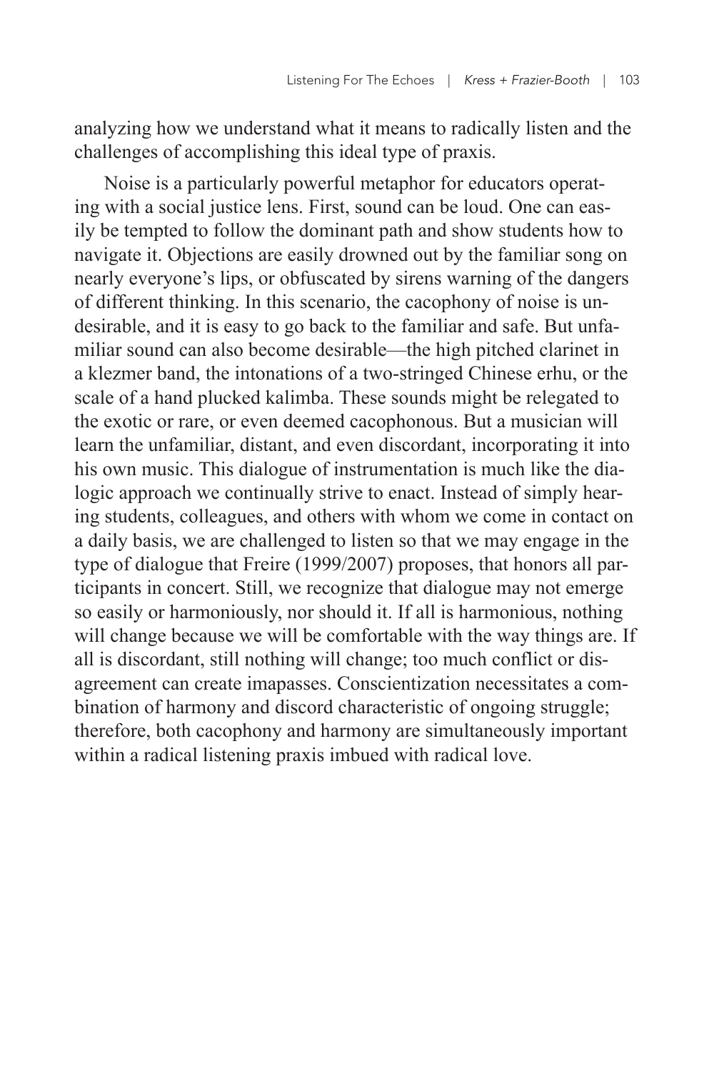analyzing how we understand what it means to radically listen and the challenges of accomplishing this ideal type of praxis.

Noise is a particularly powerful metaphor for educators operating with a social justice lens. First, sound can be loud. One can easily be tempted to follow the dominant path and show students how to navigate it. Objections are easily drowned out by the familiar song on nearly everyone's lips, or obfuscated by sirens warning of the dangers of different thinking. In this scenario, the cacophony of noise is undesirable, and it is easy to go back to the familiar and safe. But unfamiliar sound can also become desirable—the high pitched clarinet in a klezmer band, the intonations of a two-stringed Chinese erhu, or the scale of a hand plucked kalimba. These sounds might be relegated to the exotic or rare, or even deemed cacophonous. But a musician will learn the unfamiliar, distant, and even discordant, incorporating it into his own music. This dialogue of instrumentation is much like the dialogic approach we continually strive to enact. Instead of simply hearing students, colleagues, and others with whom we come in contact on a daily basis, we are challenged to listen so that we may engage in the type of dialogue that Freire (1999/2007) proposes, that honors all participants in concert. Still, we recognize that dialogue may not emerge so easily or harmoniously, nor should it. If all is harmonious, nothing will change because we will be comfortable with the way things are. If all is discordant, still nothing will change; too much conflict or disagreement can create imapasses. Conscientization necessitates a combination of harmony and discord characteristic of ongoing struggle; therefore, both cacophony and harmony are simultaneously important within a radical listening praxis imbued with radical love.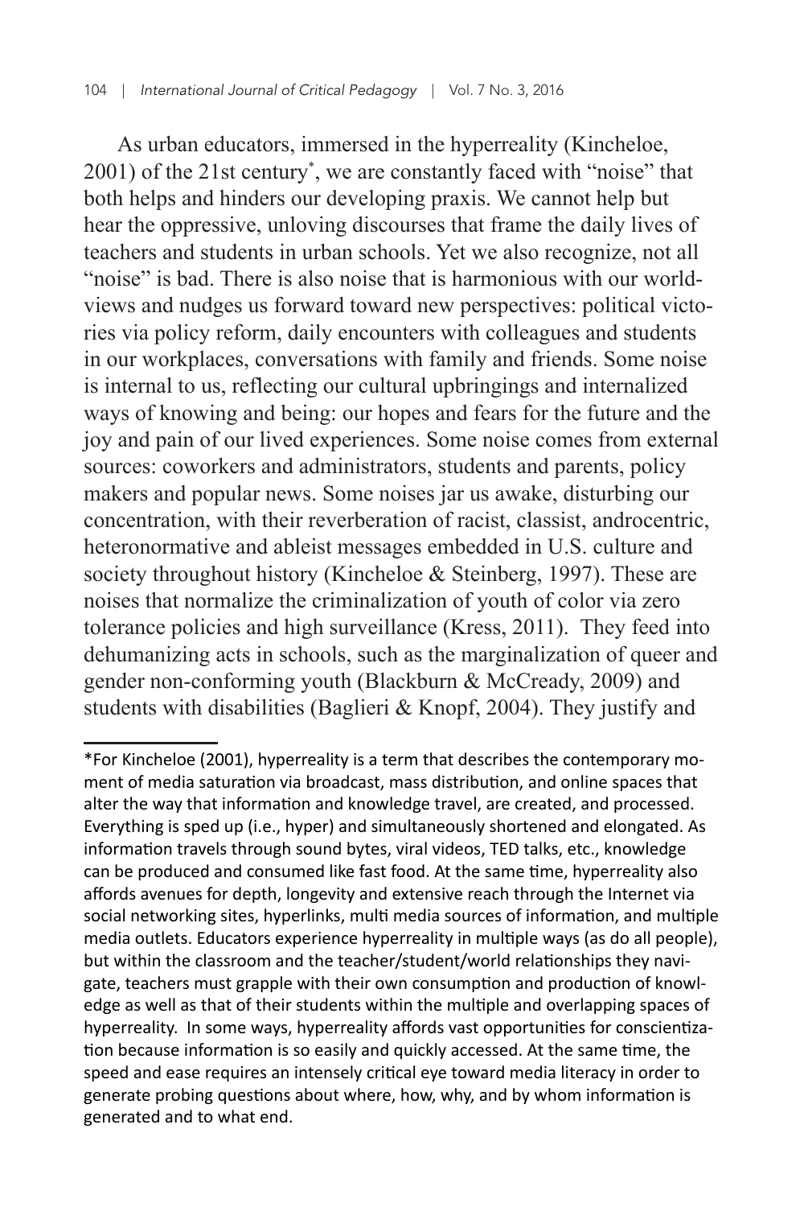As urban educators, immersed in the hyperreality (Kincheloe, 2001) of the 21st century*, we are constantly faced with "noise" that both helps and hinders our developing praxis. We cannot help but hear the oppressive, unloving discourses that frame the daily lives of teachers and students in urban schools. Yet we also recognize, not all "noise" is bad. There is also noise that is harmonious with our worldviews and nudges us forward toward new perspectives: political victories via policy reform, daily encounters with colleagues and students in our workplaces, conversations with family and friends. Some noise is internal to us, reflecting our cultural upbringings and internalized ways of knowing and being: our hopes and fears for the future and the joy and pain of our lived experiences. Some noise comes from external sources: coworkers and administrators, students and parents, policy makers and popular news. Some noises jar us awake, disturbing our concentration, with their reverberation of racist, classist, androcentric, heteronormative and ableist messages embedded in U.S. culture and society throughout history (Kincheloe & Steinberg, 1997). These are noises that normalize the criminalization of youth of color via zero tolerance policies and high surveillance (Kress, 2011). They feed into dehumanizing acts in schools, such as the marginalization of queer and gender non-conforming youth (Blackburn & McCready, 2009) and students with disabilities (Baglieri & Knopf, 2004). They justify and

---

*For Kincheloe (2001), hyperreality is a term that describes the contemporary moment of media saturation via broadcast, mass distribution, and online spaces that alter the way that information and knowledge travel, are created, and processed. Everything is sped up (i.e., hyper) and simultaneously shortened and elongated. As information travels through sound bytes, viral videos, TED talks, etc., knowledge can be produced and consumed like fast food. At the same time, hyperreality also affords avenues for depth, longevity and extensive reach through the Internet via social networking sites, hyperlinks, multi media sources of information, and multiple media outlets. Educators experience hyperreality in multiple ways (as do all people), but within the classroom and the teacher/student/world relationships they navigate, teachers must grapple with their own consumption and production of knowledge as well as that of their students within the multiple and overlapping spaces of hyperreality. In some ways, hyperreality affords vast opportunities for conscientization because information is so easily and quickly accessed. At the same time, the speed and ease requires an intensely critical eye toward media literacy in order to generate probing questions about where, how, why, and by whom information is generated and to what end.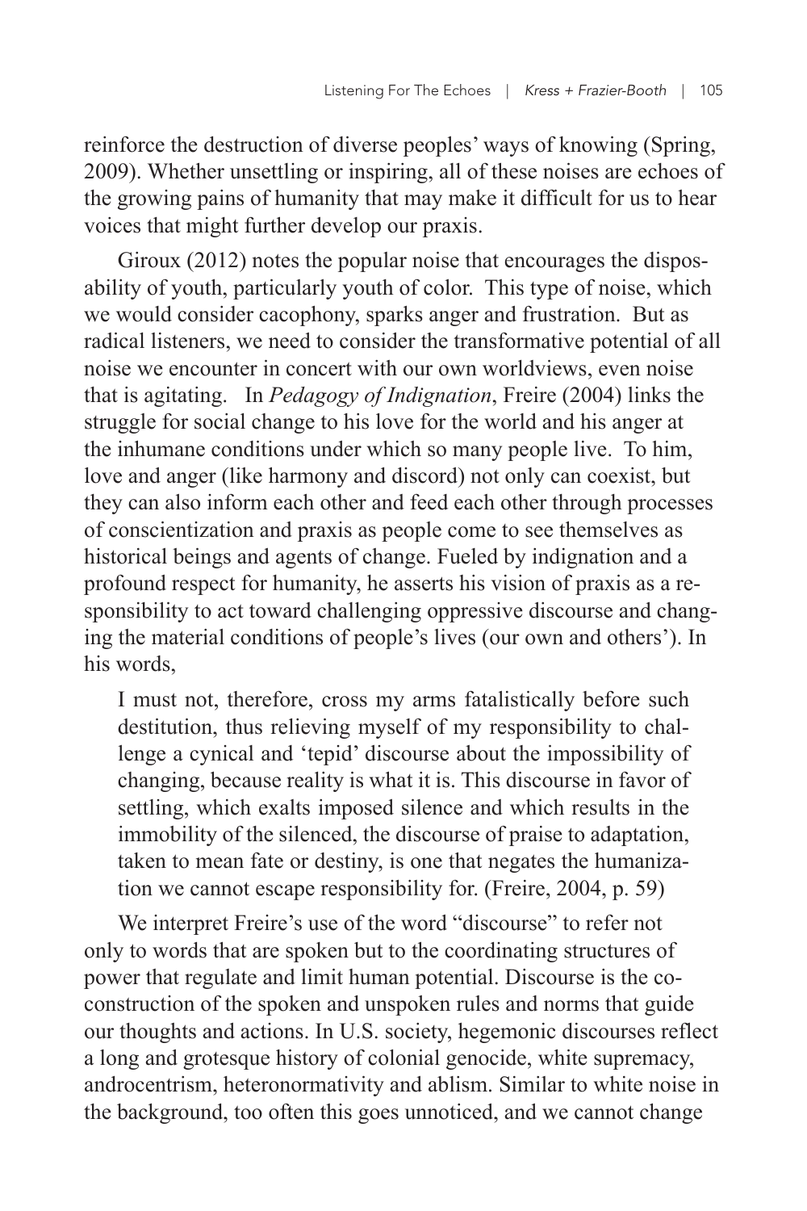reinforce the destruction of diverse peoples' ways of knowing (Spring, 2009). Whether unsettling or inspiring, all of these noises are echoes of the growing pains of humanity that may make it difficult for us to hear voices that might further develop our praxis.

Giroux (2012) notes the popular noise that encourages the disposability of youth, particularly youth of color. This type of noise, which we would consider cacophony, sparks anger and frustration. But as radical listeners, we need to consider the transformative potential of all noise we encounter in concert with our own worldviews, even noise that is agitating. In *Pedagogy of Indignation*, Freire (2004) links the struggle for social change to his love for the world and his anger at the inhumane conditions under which so many people live. To him, love and anger (like harmony and discord) not only can coexist, but they can also inform each other and feed each other through processes of conscientization and praxis as people come to see themselves as historical beings and agents of change. Fueled by indignation and a profound respect for humanity, he asserts his vision of praxis as a responsibility to act toward challenging oppressive discourse and changing the material conditions of people's lives (our own and others'). In his words,

> I must not, therefore, cross my arms fatalistically before such destitution, thus relieving myself of my responsibility to challenge a cynical and 'tepid' discourse about the impossibility of changing, because reality is what it is. This discourse in favor of settling, which exalts imposed silence and which results in the immobility of the silenced, the discourse of praise to adaptation, taken to mean fate or destiny, is one that negates the humanization we cannot escape responsibility for. (Freire, 2004, p. 59)

We interpret Freire's use of the word "discourse" to refer not only to words that are spoken but to the coordinating structures of power that regulate and limit human potential. Discourse is the co-construction of the spoken and unspoken rules and norms that guide our thoughts and actions. In U.S. society, hegemonic discourses reflect a long and grotesque history of colonial genocide, white supremacy, androcentrism, heteronormativity and ablism. Similar to white noise in the background, too often this goes unnoticed, and we cannot change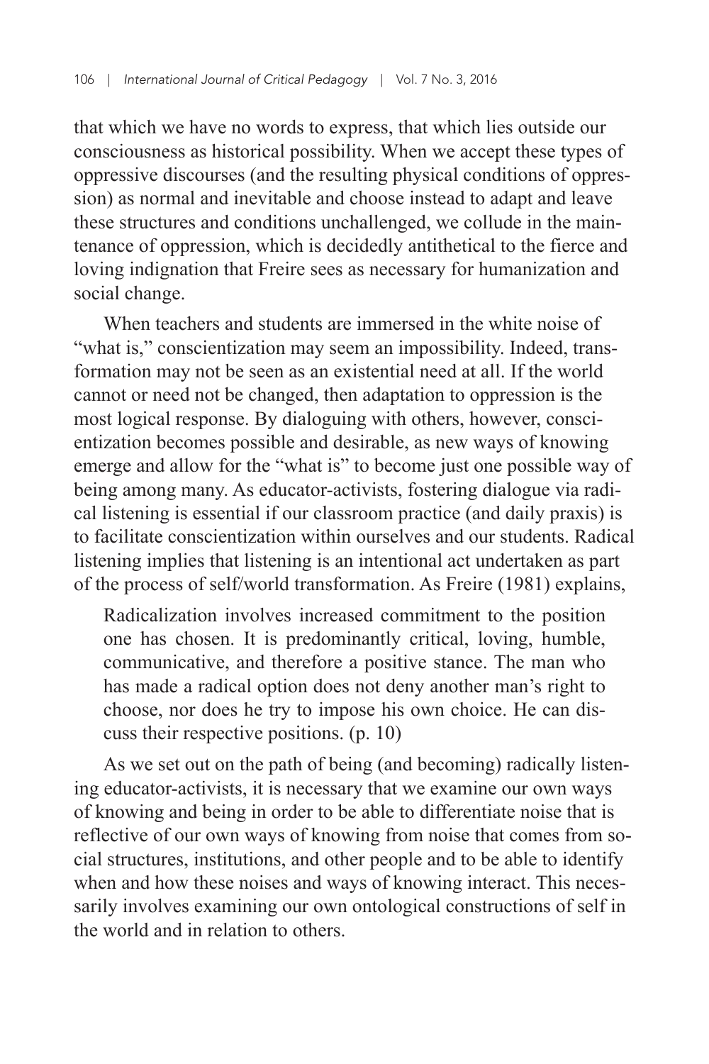that which we have no words to express, that which lies outside our consciousness as historical possibility. When we accept these types of oppressive discourses (and the resulting physical conditions of oppression) as normal and inevitable and choose instead to adapt and leave these structures and conditions unchallenged, we collude in the maintenance of oppression, which is decidedly antithetical to the fierce and loving indignation that Freire sees as necessary for humanization and social change.

When teachers and students are immersed in the white noise of "what is," conscientization may seem an impossibility. Indeed, transformation may not be seen as an existential need at all. If the world cannot or need not be changed, then adaptation to oppression is the most logical response. By dialoguing with others, however, conscientization becomes possible and desirable, as new ways of knowing emerge and allow for the "what is" to become just one possible way of being among many. As educator-activists, fostering dialogue via radical listening is essential if our classroom practice (and daily praxis) is to facilitate conscientization within ourselves and our students. Radical listening implies that listening is an intentional act undertaken as part of the process of self/world transformation. As Freire (1981) explains,

> Radicalization involves increased commitment to the position one has chosen. It is predominantly critical, loving, humble, communicative, and therefore a positive stance. The man who has made a radical option does not deny another man's right to choose, nor does he try to impose his own choice. He can discuss their respective positions. (p. 10)

As we set out on the path of being (and becoming) radically listening educator-activists, it is necessary that we examine our own ways of knowing and being in order to be able to differentiate noise that is reflective of our own ways of knowing from noise that comes from social structures, institutions, and other people and to be able to identify when and how these noises and ways of knowing interact. This necessarily involves examining our own ontological constructions of self in the world and in relation to others.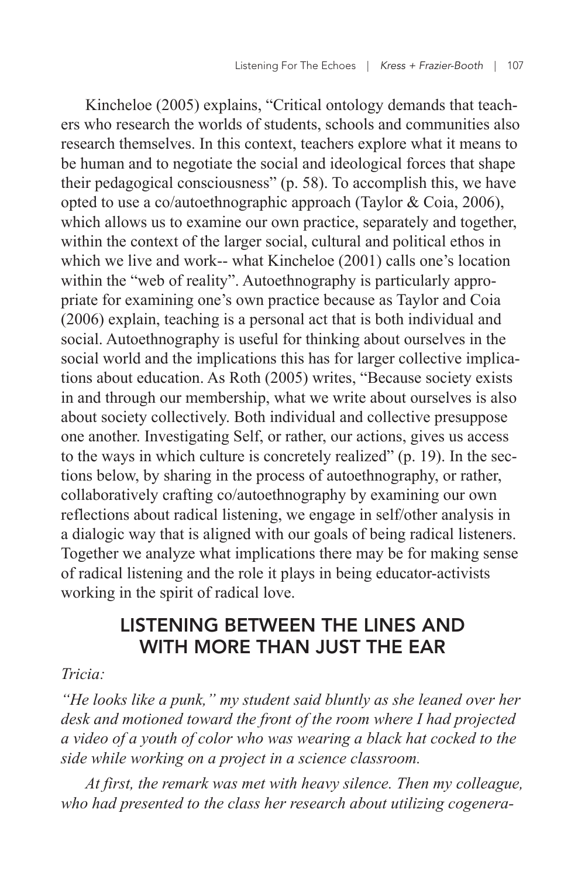Kincheloe (2005) explains, "Critical ontology demands that teachers who research the worlds of students, schools and communities also research themselves. In this context, teachers explore what it means to be human and to negotiate the social and ideological forces that shape their pedagogical consciousness" (p. 58). To accomplish this, we have opted to use a co/autoethnographic approach (Taylor & Coia, 2006), which allows us to examine our own practice, separately and together, within the context of the larger social, cultural and political ethos in which we live and work-- what Kincheloe (2001) calls one's location within the "web of reality". Autoethnography is particularly appropriate for examining one's own practice because as Taylor and Coia (2006) explain, teaching is a personal act that is both individual and social. Autoethnography is useful for thinking about ourselves in the social world and the implications this has for larger collective implications about education. As Roth (2005) writes, "Because society exists in and through our membership, what we write about ourselves is also about society collectively. Both individual and collective presuppose one another. Investigating Self, or rather, our actions, gives us access to the ways in which culture is concretely realized" (p. 19). In the sections below, by sharing in the process of autoethnography, or rather, collaboratively crafting co/autoethnography by examining our own reflections about radical listening, we engage in self/other analysis in a dialogic way that is aligned with our goals of being radical listeners. Together we analyze what implications there may be for making sense of radical listening and the role it plays in being educator-activists working in the spirit of radical love.

## LISTENING BETWEEN THE LINES AND WITH MORE THAN JUST THE EAR

*Tricia:*

*"He looks like a punk," my student said bluntly as she leaned over her desk and motioned toward the front of the room where I had projected a video of a youth of color who was wearing a black hat cocked to the side while working on a project in a science classroom.*

*At first, the remark was met with heavy silence. Then my colleague, who had presented to the class her research about utilizing cogenera-*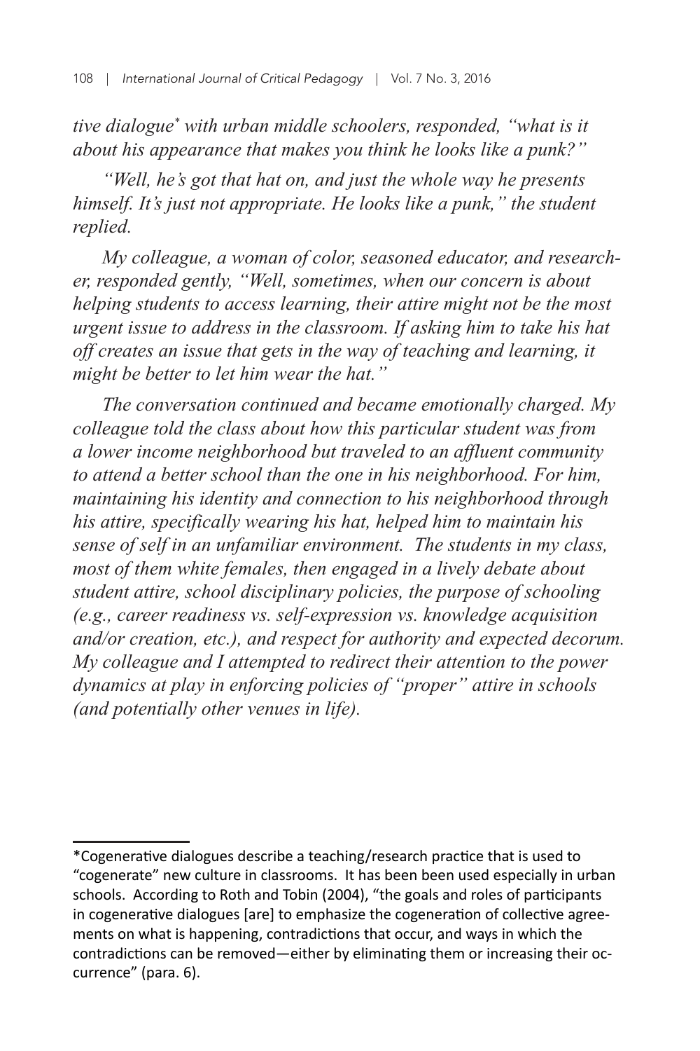*tive dialogue\* with urban middle schoolers, responded, "what is it about his appearance that makes you think he looks like a punk?"*

*"Well, he's got that hat on, and just the whole way he presents himself. It's just not appropriate. He looks like a punk," the student replied.*

*My colleague, a woman of color, seasoned educator, and researcher, responded gently, "Well, sometimes, when our concern is about helping students to access learning, their attire might not be the most urgent issue to address in the classroom. If asking him to take his hat off creates an issue that gets in the way of teaching and learning, it might be better to let him wear the hat."*

*The conversation continued and became emotionally charged. My colleague told the class about how this particular student was from a lower income neighborhood but traveled to an affluent community to attend a better school than the one in his neighborhood. For him, maintaining his identity and connection to his neighborhood through his attire, specifically wearing his hat, helped him to maintain his sense of self in an unfamiliar environment. The students in my class, most of them white females, then engaged in a lively debate about student attire, school disciplinary policies, the purpose of schooling (e.g., career readiness vs. self-expression vs. knowledge acquisition and/or creation, etc.), and respect for authority and expected decorum. My colleague and I attempted to redirect their attention to the power dynamics at play in enforcing policies of "proper" attire in schools (and potentially other venues in life).*

---

*Cogenerative dialogues describe a teaching/research practice that is used to "cogenerate" new culture in classrooms. It has been been used especially in urban schools. According to Roth and Tobin (2004), "the goals and roles of participants in cogenerative dialogues [are] to emphasize the cogeneration of collective agreements on what is happening, contradictions that occur, and ways in which the contradictions can be removed—either by eliminating them or increasing their occurrence" (para. 6).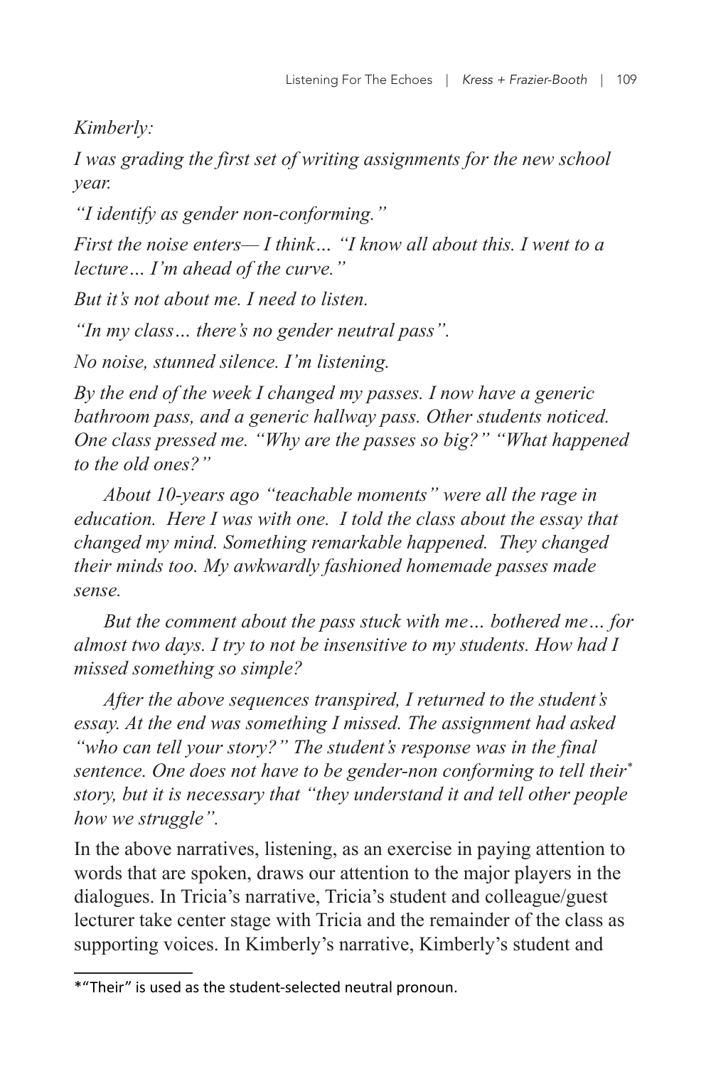*Kimberly:*

*I was grading the first set of writing assignments for the new school year.*

*"I identify as gender non-conforming."*

*First the noise enters— I think… "I know all about this. I went to a lecture… I'm ahead of the curve."*

*But it's not about me. I need to listen.*

*"In my class… there's no gender neutral pass".*

*No noise, stunned silence. I'm listening.*

*By the end of the week I changed my passes. I now have a generic bathroom pass, and a generic hallway pass. Other students noticed. One class pressed me. "Why are the passes so big?" "What happened to the old ones?"*

*About 10-years ago "teachable moments" were all the rage in education. Here I was with one. I told the class about the essay that changed my mind. Something remarkable happened. They changed their minds too. My awkwardly fashioned homemade passes made sense.*

*But the comment about the pass stuck with me… bothered me… for almost two days. I try to not be insensitive to my students. How had I missed something so simple?*

*After the above sequences transpired, I returned to the student's essay. At the end was something I missed. The assignment had asked "who can tell your story?" The student's response was in the final sentence. One does not have to be gender-non conforming to tell their[*] story, but it is necessary that "they understand it and tell other people how we struggle".*

In the above narratives, listening, as an exercise in paying attention to words that are spoken, draws our attention to the major players in the dialogues. In Tricia's narrative, Tricia's student and colleague/guest lecturer take center stage with Tricia and the remainder of the class as supporting voices. In Kimberly's narrative, Kimberly's student and

*"Their" is used as the student-selected neutral pronoun.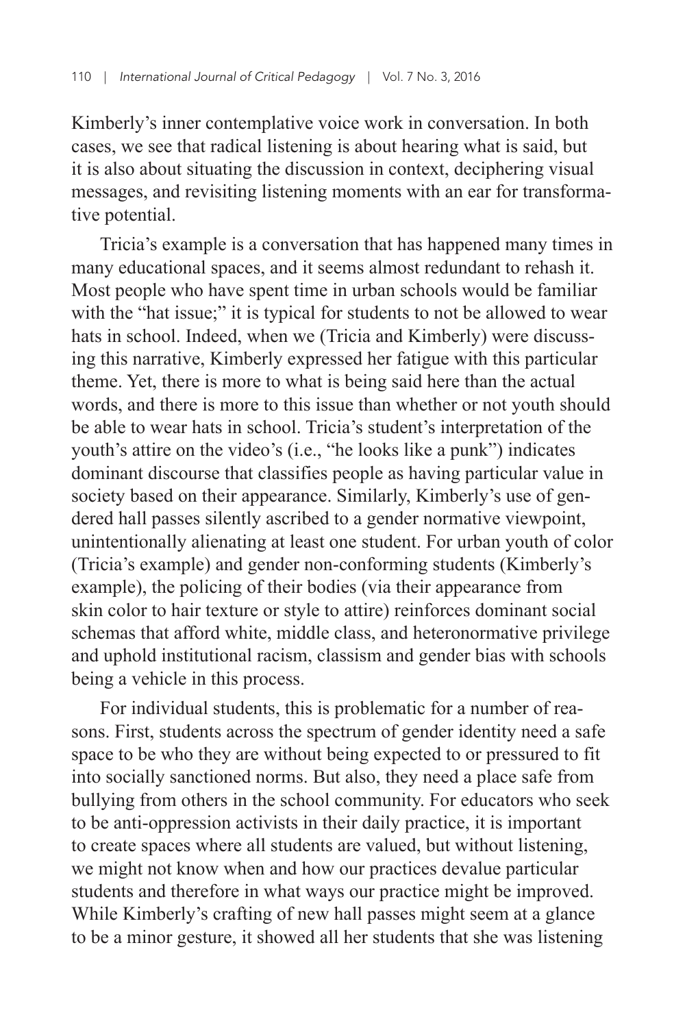Kimberly's inner contemplative voice work in conversation. In both cases, we see that radical listening is about hearing what is said, but it is also about situating the discussion in context, deciphering visual messages, and revisiting listening moments with an ear for transformative potential.

Tricia's example is a conversation that has happened many times in many educational spaces, and it seems almost redundant to rehash it. Most people who have spent time in urban schools would be familiar with the "hat issue;" it is typical for students to not be allowed to wear hats in school. Indeed, when we (Tricia and Kimberly) were discussing this narrative, Kimberly expressed her fatigue with this particular theme. Yet, there is more to what is being said here than the actual words, and there is more to this issue than whether or not youth should be able to wear hats in school. Tricia's student's interpretation of the youth's attire on the video's (i.e., "he looks like a punk") indicates dominant discourse that classifies people as having particular value in society based on their appearance. Similarly, Kimberly's use of gendered hall passes silently ascribed to a gender normative viewpoint, unintentionally alienating at least one student. For urban youth of color (Tricia's example) and gender non-conforming students (Kimberly's example), the policing of their bodies (via their appearance from skin color to hair texture or style to attire) reinforces dominant social schemas that afford white, middle class, and heteronormative privilege and uphold institutional racism, classism and gender bias with schools being a vehicle in this process.

For individual students, this is problematic for a number of reasons. First, students across the spectrum of gender identity need a safe space to be who they are without being expected to or pressured to fit into socially sanctioned norms. But also, they need a place safe from bullying from others in the school community. For educators who seek to be anti-oppression activists in their daily practice, it is important to create spaces where all students are valued, but without listening, we might not know when and how our practices devalue particular students and therefore in what ways our practice might be improved. While Kimberly's crafting of new hall passes might seem at a glance to be a minor gesture, it showed all her students that she was listening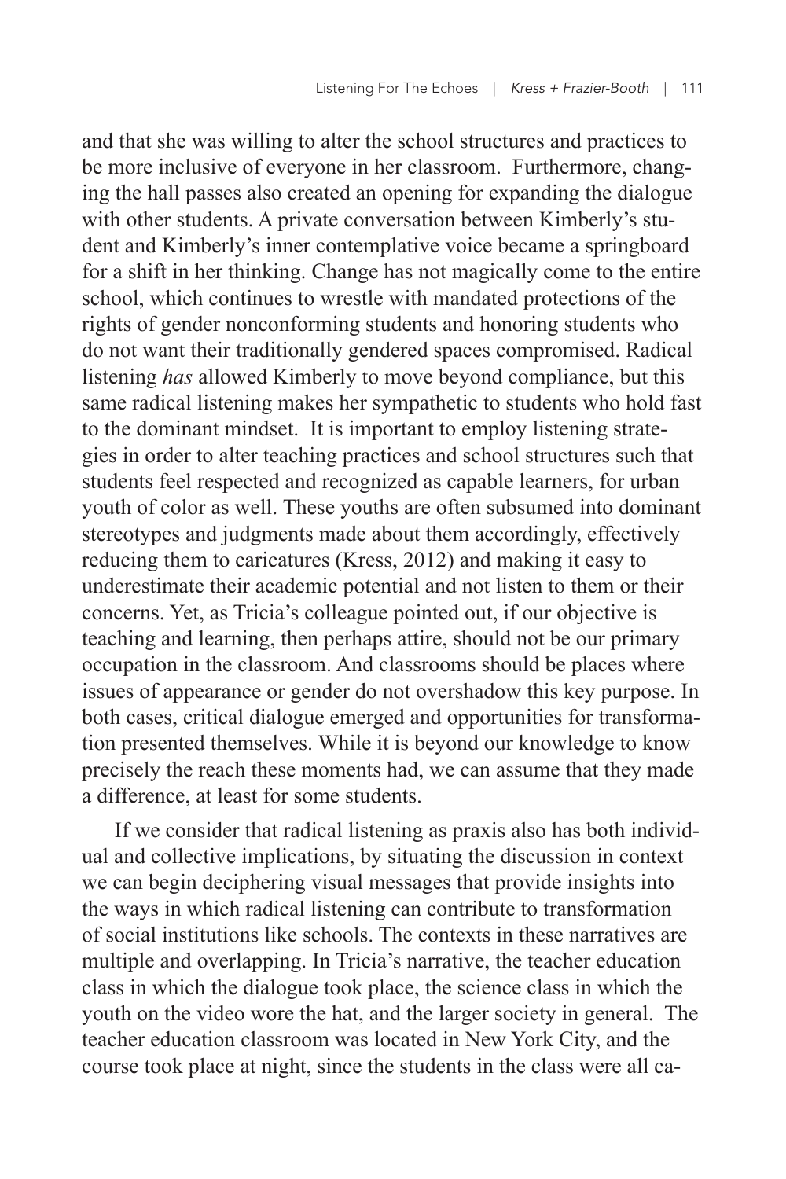and that she was willing to alter the school structures and practices to be more inclusive of everyone in her classroom. Furthermore, changing the hall passes also created an opening for expanding the dialogue with other students. A private conversation between Kimberly's student and Kimberly's inner contemplative voice became a springboard for a shift in her thinking. Change has not magically come to the entire school, which continues to wrestle with mandated protections of the rights of gender nonconforming students and honoring students who do not want their traditionally gendered spaces compromised. Radical listening *has* allowed Kimberly to move beyond compliance, but this same radical listening makes her sympathetic to students who hold fast to the dominant mindset. It is important to employ listening strategies in order to alter teaching practices and school structures such that students feel respected and recognized as capable learners, for urban youth of color as well. These youths are often subsumed into dominant stereotypes and judgments made about them accordingly, effectively reducing them to caricatures (Kress, 2012) and making it easy to underestimate their academic potential and not listen to them or their concerns. Yet, as Tricia's colleague pointed out, if our objective is teaching and learning, then perhaps attire, should not be our primary occupation in the classroom. And classrooms should be places where issues of appearance or gender do not overshadow this key purpose. In both cases, critical dialogue emerged and opportunities for transformation presented themselves. While it is beyond our knowledge to know precisely the reach these moments had, we can assume that they made a difference, at least for some students.

If we consider that radical listening as praxis also has both individual and collective implications, by situating the discussion in context we can begin deciphering visual messages that provide insights into the ways in which radical listening can contribute to transformation of social institutions like schools. The contexts in these narratives are multiple and overlapping. In Tricia's narrative, the teacher education class in which the dialogue took place, the science class in which the youth on the video wore the hat, and the larger society in general. The teacher education classroom was located in New York City, and the course took place at night, since the students in the class were all ca-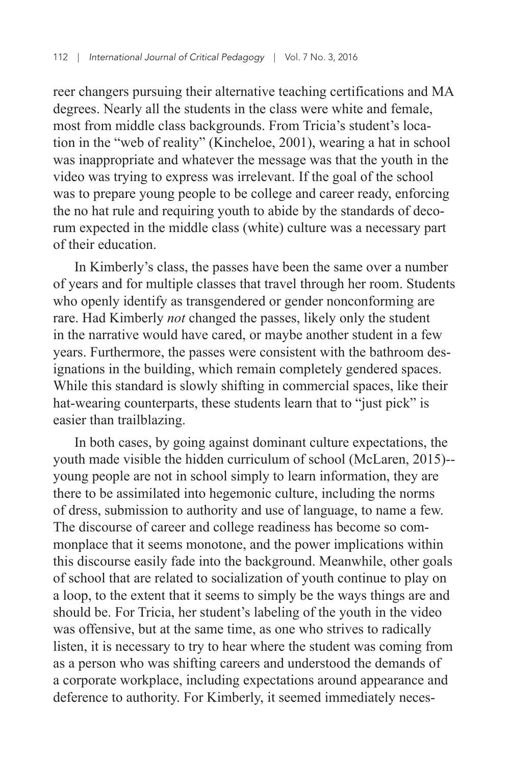reer changers pursuing their alternative teaching certifications and MA degrees. Nearly all the students in the class were white and female, most from middle class backgrounds. From Tricia's student's location in the "web of reality" (Kincheloe, 2001), wearing a hat in school was inappropriate and whatever the message was that the youth in the video was trying to express was irrelevant. If the goal of the school was to prepare young people to be college and career ready, enforcing the no hat rule and requiring youth to abide by the standards of decorum expected in the middle class (white) culture was a necessary part of their education.

In Kimberly's class, the passes have been the same over a number of years and for multiple classes that travel through her room. Students who openly identify as transgendered or gender nonconforming are rare. Had Kimberly *not* changed the passes, likely only the student in the narrative would have cared, or maybe another student in a few years. Furthermore, the passes were consistent with the bathroom designations in the building, which remain completely gendered spaces. While this standard is slowly shifting in commercial spaces, like their hat-wearing counterparts, these students learn that to "just pick" is easier than trailblazing.

In both cases, by going against dominant culture expectations, the youth made visible the hidden curriculum of school (McLaren, 2015)--young people are not in school simply to learn information, they are there to be assimilated into hegemonic culture, including the norms of dress, submission to authority and use of language, to name a few. The discourse of career and college readiness has become so commonplace that it seems monotone, and the power implications within this discourse easily fade into the background. Meanwhile, other goals of school that are related to socialization of youth continue to play on a loop, to the extent that it seems to simply be the ways things are and should be. For Tricia, her student's labeling of the youth in the video was offensive, but at the same time, as one who strives to radically listen, it is necessary to try to hear where the student was coming from as a person who was shifting careers and understood the demands of a corporate workplace, including expectations around appearance and deference to authority. For Kimberly, it seemed immediately neces-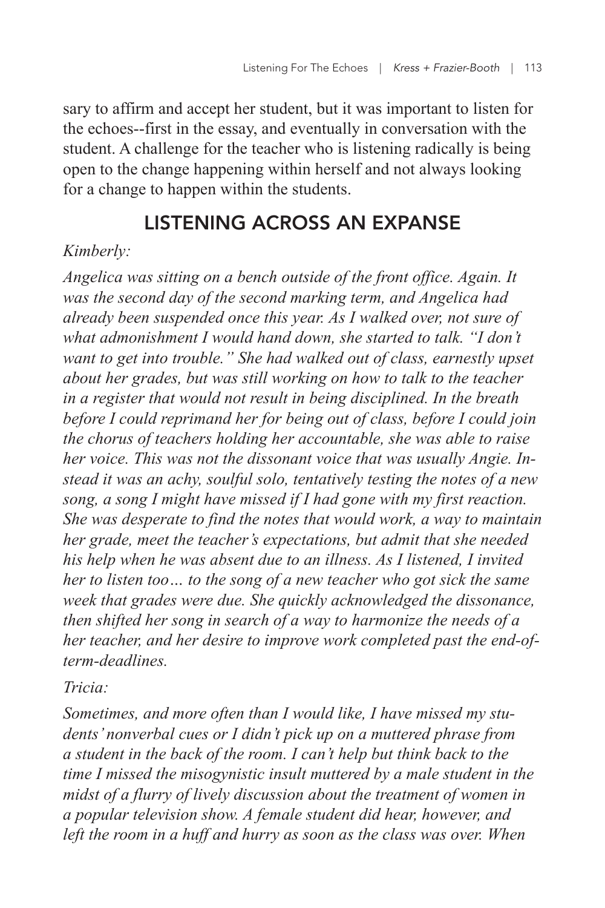sary to affirm and accept her student, but it was important to listen for the echoes--first in the essay, and eventually in conversation with the student. A challenge for the teacher who is listening radically is being open to the change happening within herself and not always looking for a change to happen within the students.

## LISTENING ACROSS AN EXPANSE

*Kimberly:*

*Angelica was sitting on a bench outside of the front office. Again. It was the second day of the second marking term, and Angelica had already been suspended once this year. As I walked over, not sure of what admonishment I would hand down, she started to talk. "I don't want to get into trouble." She had walked out of class, earnestly upset about her grades, but was still working on how to talk to the teacher in a register that would not result in being disciplined. In the breath before I could reprimand her for being out of class, before I could join the chorus of teachers holding her accountable, she was able to raise her voice. This was not the dissonant voice that was usually Angie. Instead it was an achy, soulful solo, tentatively testing the notes of a new song, a song I might have missed if I had gone with my first reaction. She was desperate to find the notes that would work, a way to maintain her grade, meet the teacher's expectations, but admit that she needed his help when he was absent due to an illness. As I listened, I invited her to listen too… to the song of a new teacher who got sick the same week that grades were due. She quickly acknowledged the dissonance, then shifted her song in search of a way to harmonize the needs of a her teacher, and her desire to improve work completed past the end-of-term-deadlines.*

*Tricia:*

*Sometimes, and more often than I would like, I have missed my students' nonverbal cues or I didn't pick up on a muttered phrase from a student in the back of the room. I can't help but think back to the time I missed the misogynistic insult muttered by a male student in the midst of a flurry of lively discussion about the treatment of women in a popular television show. A female student did hear, however, and left the room in a huff and hurry as soon as the class was over. When*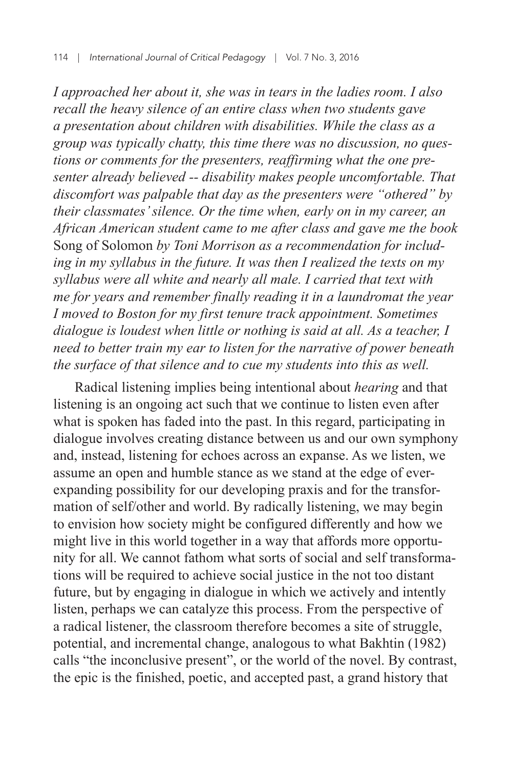*I approached her about it, she was in tears in the ladies room. I also recall the heavy silence of an entire class when two students gave a presentation about children with disabilities. While the class as a group was typically chatty, this time there was no discussion, no questions or comments for the presenters, reaffirming what the one presenter already believed -- disability makes people uncomfortable. That discomfort was palpable that day as the presenters were "othered" by their classmates' silence. Or the time when, early on in my career, an African American student came to me after class and gave me the book* Song of Solomon *by Toni Morrison as a recommendation for including in my syllabus in the future. It was then I realized the texts on my syllabus were all white and nearly all male. I carried that text with me for years and remember finally reading it in a laundromat the year I moved to Boston for my first tenure track appointment. Sometimes dialogue is loudest when little or nothing is said at all. As a teacher, I need to better train my ear to listen for the narrative of power beneath the surface of that silence and to cue my students into this as well.*

Radical listening implies being intentional about *hearing* and that listening is an ongoing act such that we continue to listen even after what is spoken has faded into the past. In this regard, participating in dialogue involves creating distance between us and our own symphony and, instead, listening for echoes across an expanse. As we listen, we assume an open and humble stance as we stand at the edge of ever-expanding possibility for our developing praxis and for the transformation of self/other and world. By radically listening, we may begin to envision how society might be configured differently and how we might live in this world together in a way that affords more opportunity for all. We cannot fathom what sorts of social and self transformations will be required to achieve social justice in the not too distant future, but by engaging in dialogue in which we actively and intently listen, perhaps we can catalyze this process. From the perspective of a radical listener, the classroom therefore becomes a site of struggle, potential, and incremental change, analogous to what Bakhtin (1982) calls "the inconclusive present", or the world of the novel. By contrast, the epic is the finished, poetic, and accepted past, a grand history that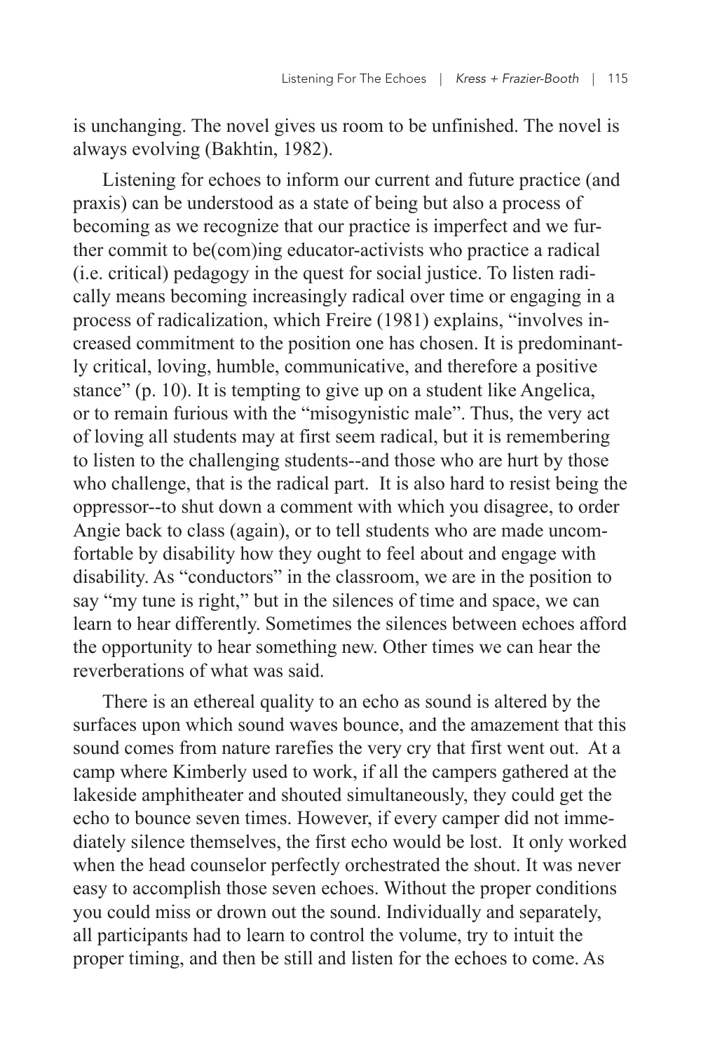is unchanging. The novel gives us room to be unfinished. The novel is always evolving (Bakhtin, 1982).

Listening for echoes to inform our current and future practice (and praxis) can be understood as a state of being but also a process of becoming as we recognize that our practice is imperfect and we further commit to be(com)ing educator-activists who practice a radical (i.e. critical) pedagogy in the quest for social justice. To listen radically means becoming increasingly radical over time or engaging in a process of radicalization, which Freire (1981) explains, "involves increased commitment to the position one has chosen. It is predominantly critical, loving, humble, communicative, and therefore a positive stance" (p. 10). It is tempting to give up on a student like Angelica, or to remain furious with the "misogynistic male". Thus, the very act of loving all students may at first seem radical, but it is remembering to listen to the challenging students--and those who are hurt by those who challenge, that is the radical part. It is also hard to resist being the oppressor--to shut down a comment with which you disagree, to order Angie back to class (again), or to tell students who are made uncomfortable by disability how they ought to feel about and engage with disability. As "conductors" in the classroom, we are in the position to say "my tune is right," but in the silences of time and space, we can learn to hear differently. Sometimes the silences between echoes afford the opportunity to hear something new. Other times we can hear the reverberations of what was said.

There is an ethereal quality to an echo as sound is altered by the surfaces upon which sound waves bounce, and the amazement that this sound comes from nature rarefies the very cry that first went out. At a camp where Kimberly used to work, if all the campers gathered at the lakeside amphitheater and shouted simultaneously, they could get the echo to bounce seven times. However, if every camper did not immediately silence themselves, the first echo would be lost. It only worked when the head counselor perfectly orchestrated the shout. It was never easy to accomplish those seven echoes. Without the proper conditions you could miss or drown out the sound. Individually and separately, all participants had to learn to control the volume, try to intuit the proper timing, and then be still and listen for the echoes to come. As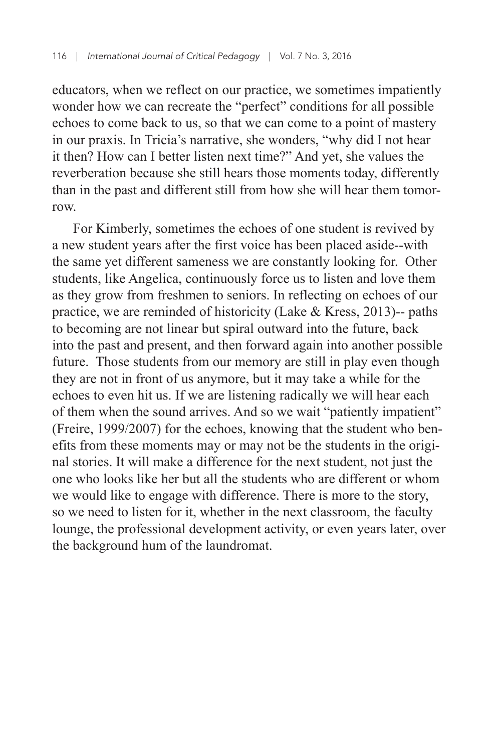educators, when we reflect on our practice, we sometimes impatiently wonder how we can recreate the "perfect" conditions for all possible echoes to come back to us, so that we can come to a point of mastery in our praxis. In Tricia's narrative, she wonders, "why did I not hear it then? How can I better listen next time?" And yet, she values the reverberation because she still hears those moments today, differently than in the past and different still from how she will hear them tomorrow.

For Kimberly, sometimes the echoes of one student is revived by a new student years after the first voice has been placed aside--with the same yet different sameness we are constantly looking for. Other students, like Angelica, continuously force us to listen and love them as they grow from freshmen to seniors. In reflecting on echoes of our practice, we are reminded of historicity (Lake & Kress, 2013)-- paths to becoming are not linear but spiral outward into the future, back into the past and present, and then forward again into another possible future. Those students from our memory are still in play even though they are not in front of us anymore, but it may take a while for the echoes to even hit us. If we are listening radically we will hear each of them when the sound arrives. And so we wait "patiently impatient" (Freire, 1999/2007) for the echoes, knowing that the student who benefits from these moments may or may not be the students in the original stories. It will make a difference for the next student, not just the one who looks like her but all the students who are different or whom we would like to engage with difference. There is more to the story, so we need to listen for it, whether in the next classroom, the faculty lounge, the professional development activity, or even years later, over the background hum of the laundromat.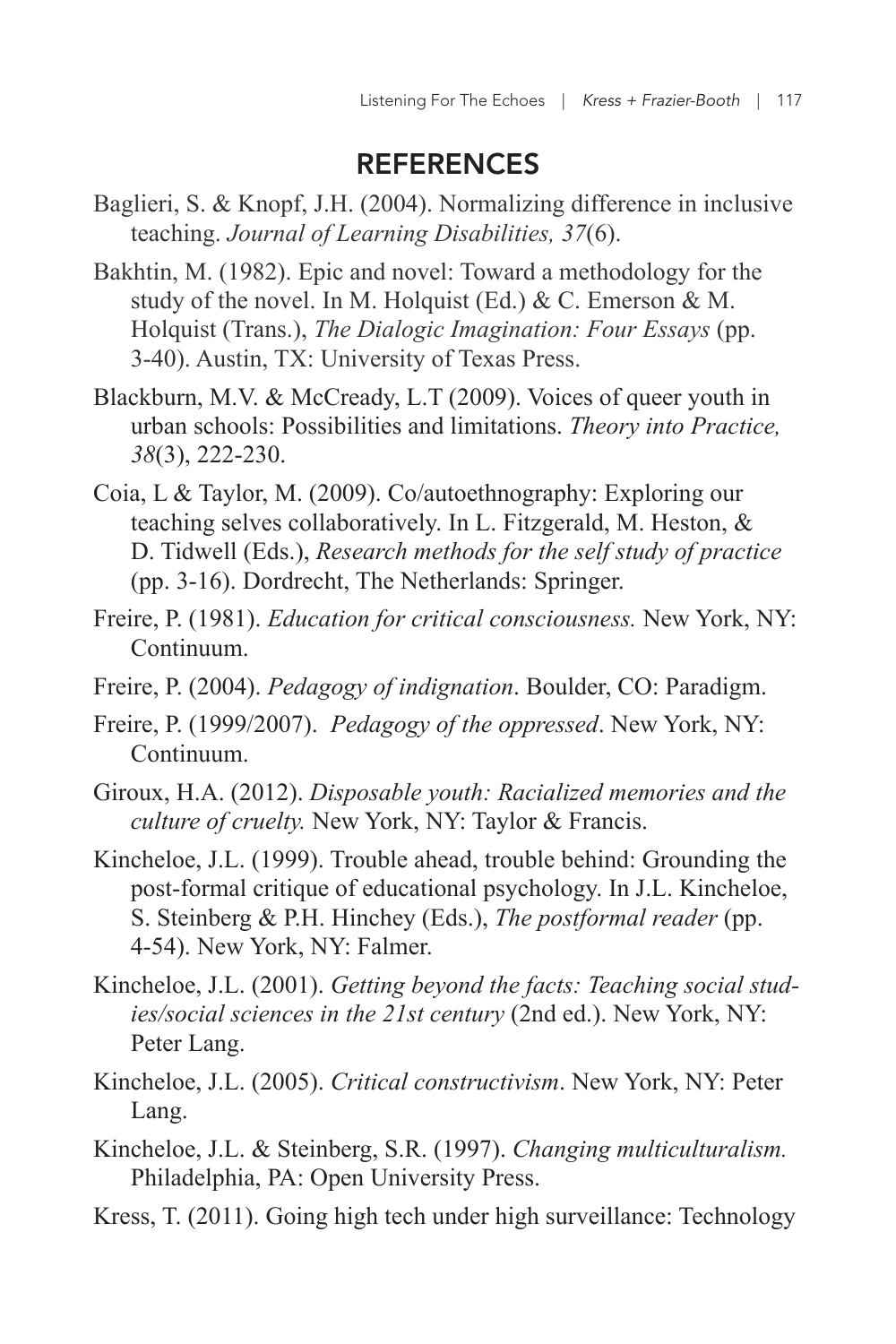## REFERENCES

Baglieri, S. & Knopf, J.H. (2004). Normalizing difference in inclusive teaching. *Journal of Learning Disabilities, 37*(6).

Bakhtin, M. (1982). Epic and novel: Toward a methodology for the study of the novel. In M. Holquist (Ed.) & C. Emerson & M. Holquist (Trans.), *The Dialogic Imagination: Four Essays* (pp. 3-40). Austin, TX: University of Texas Press.

Blackburn, M.V. & McCready, L.T (2009). Voices of queer youth in urban schools: Possibilities and limitations. *Theory into Practice, 38*(3), 222-230.

Coia, L & Taylor, M. (2009). Co/autoethnography: Exploring our teaching selves collaboratively. In L. Fitzgerald, M. Heston, & D. Tidwell (Eds.), *Research methods for the self study of practice* (pp. 3-16). Dordrecht, The Netherlands: Springer.

Freire, P. (1981). *Education for critical consciousness.* New York, NY: Continuum.

Freire, P. (2004). *Pedagogy of indignation*. Boulder, CO: Paradigm.

Freire, P. (1999/2007). *Pedagogy of the oppressed*. New York, NY: Continuum.

Giroux, H.A. (2012). *Disposable youth: Racialized memories and the culture of cruelty.* New York, NY: Taylor & Francis.

Kincheloe, J.L. (1999). Trouble ahead, trouble behind: Grounding the post-formal critique of educational psychology. In J.L. Kincheloe, S. Steinberg & P.H. Hinchey (Eds.), *The postformal reader* (pp. 4-54). New York, NY: Falmer.

Kincheloe, J.L. (2001). *Getting beyond the facts: Teaching social studies/social sciences in the 21st century* (2nd ed.). New York, NY: Peter Lang.

Kincheloe, J.L. (2005). *Critical constructivism*. New York, NY: Peter Lang.

Kincheloe, J.L. & Steinberg, S.R. (1997). *Changing multiculturalism.* Philadelphia, PA: Open University Press.

Kress, T. (2011). Going high tech under high surveillance: Technology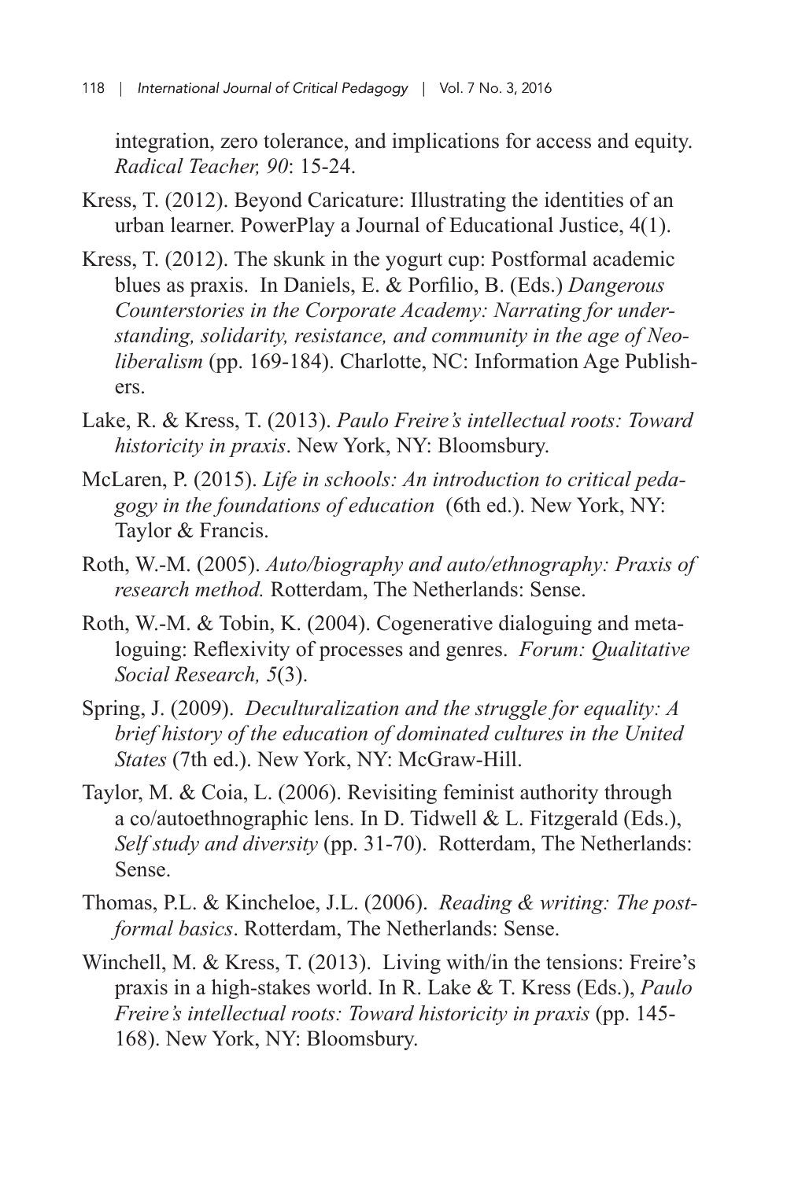integration, zero tolerance, and implications for access and equity. *Radical Teacher, 90*: 15-24.

Kress, T. (2012). Beyond Caricature: Illustrating the identities of an urban learner. PowerPlay a Journal of Educational Justice, 4(1).

Kress, T. (2012). The skunk in the yogurt cup: Postformal academic blues as praxis. In Daniels, E. & Porfilio, B. (Eds.) *Dangerous Counterstories in the Corporate Academy: Narrating for understanding, solidarity, resistance, and community in the age of Neoliberalism* (pp. 169-184). Charlotte, NC: Information Age Publishers.

Lake, R. & Kress, T. (2013). *Paulo Freire's intellectual roots: Toward historicity in praxis*. New York, NY: Bloomsbury.

McLaren, P. (2015). *Life in schools: An introduction to critical pedagogy in the foundations of education* (6th ed.). New York, NY: Taylor & Francis.

Roth, W.-M. (2005). *Auto/biography and auto/ethnography: Praxis of research method.* Rotterdam, The Netherlands: Sense.

Roth, W.-M. & Tobin, K. (2004). Cogenerative dialoguing and metaloguing: Reflexivity of processes and genres. *Forum: Qualitative Social Research, 5*(3).

Spring, J. (2009). *Deculturalization and the struggle for equality: A brief history of the education of dominated cultures in the United States* (7th ed.). New York, NY: McGraw-Hill.

Taylor, M. & Coia, L. (2006). Revisiting feminist authority through a co/autoethnographic lens. In D. Tidwell & L. Fitzgerald (Eds.), *Self study and diversity* (pp. 31-70). Rotterdam, The Netherlands: Sense.

Thomas, P.L. & Kincheloe, J.L. (2006). *Reading & writing: The postformal basics*. Rotterdam, The Netherlands: Sense.

Winchell, M. & Kress, T. (2013). Living with/in the tensions: Freire's praxis in a high-stakes world. In R. Lake & T. Kress (Eds.), *Paulo Freire's intellectual roots: Toward historicity in praxis* (pp. 145-168). New York, NY: Bloomsbury.